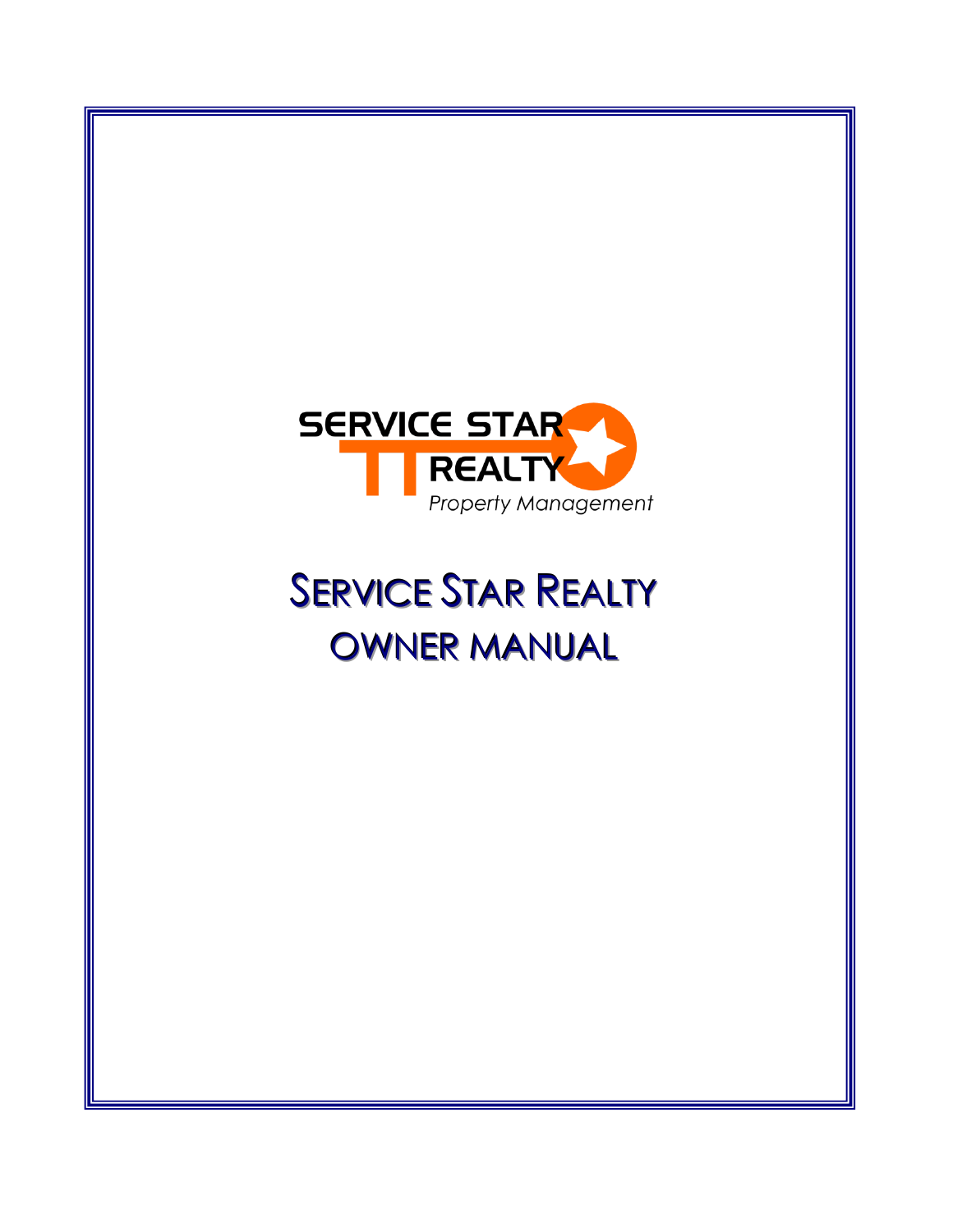SERVICE STAR
REALTY
*Property Management*

# Service Star Realty
# OWNER MANUAL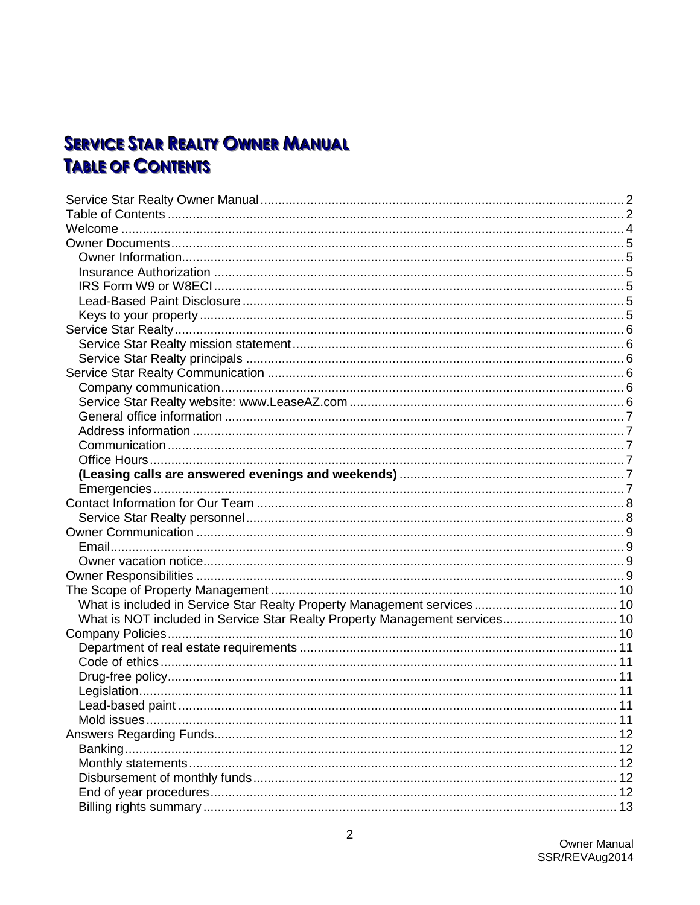# SERVICE STAR REALTY OWNER MANUAL
# TABLE OF CONTENTS

Service Star Realty Owner Manual ..... 2
Table of Contents ..... 2
Welcome ..... 4
Owner Documents ..... 5
- Owner Information ..... 5
- Insurance Authorization ..... 5
- IRS Form W9 or W8ECI ..... 5
- Lead-Based Paint Disclosure ..... 5
- Keys to your property ..... 5

Service Star Realty ..... 6
- Service Star Realty mission statement ..... 6
- Service Star Realty principals ..... 6

Service Star Realty Communication ..... 6
- Company communication ..... 6
- Service Star Realty website: www.LeaseAZ.com ..... 6
- General office information ..... 7
- Address information ..... 7
- Communication ..... 7
- Office Hours ..... 7
- **(Leasing calls are answered evenings and weekends)** ..... 7
- Emergencies ..... 7

Contact Information for Our Team ..... 8
- Service Star Realty personnel ..... 8

Owner Communication ..... 9
- Email ..... 9
- Owner vacation notice ..... 9

Owner Responsibilities ..... 9
The Scope of Property Management ..... 10
- What is included in Service Star Realty Property Management services ..... 10
- What is NOT included in Service Star Realty Property Management services ..... 10

Company Policies ..... 10
- Department of real estate requirements ..... 11
- Code of ethics ..... 11
- Drug-free policy ..... 11
- Legislation ..... 11
- Lead-based paint ..... 11
- Mold issues ..... 11

Answers Regarding Funds ..... 12
- Banking ..... 12
- Monthly statements ..... 12
- Disbursement of monthly funds ..... 12
- End of year procedures ..... 12
- Billing rights summary ..... 13

Owner Manual
SSR/REVAug2014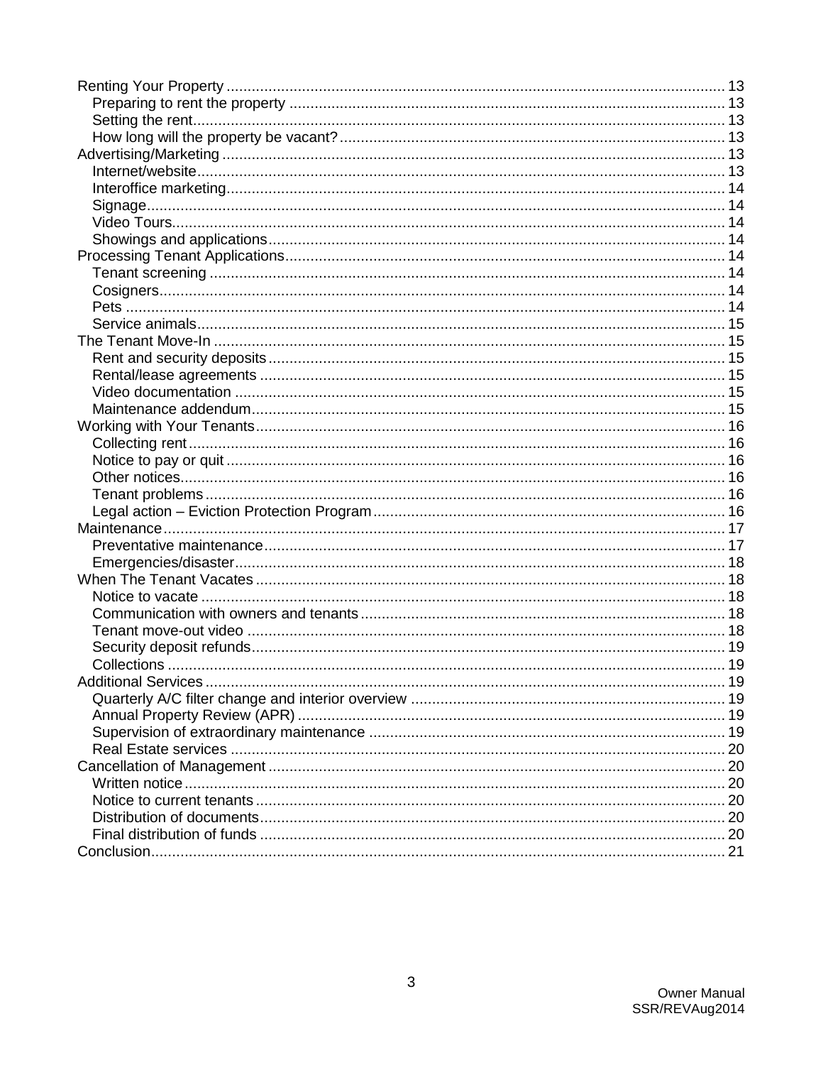- Renting Your Property ..... 13
  - Preparing to rent the property ..... 13
  - Setting the rent ..... 13
  - How long will the property be vacant? ..... 13
- Advertising/Marketing ..... 13
  - Internet/website ..... 13
  - Interoffice marketing ..... 14
  - Signage ..... 14
  - Video Tours ..... 14
  - Showings and applications ..... 14
- Processing Tenant Applications ..... 14
  - Tenant screening ..... 14
  - Cosigners ..... 14
  - Pets ..... 14
  - Service animals ..... 15
- The Tenant Move-In ..... 15
  - Rent and security deposits ..... 15
  - Rental/lease agreements ..... 15
  - Video documentation ..... 15
  - Maintenance addendum ..... 15
- Working with Your Tenants ..... 16
  - Collecting rent ..... 16
  - Notice to pay or quit ..... 16
  - Other notices ..... 16
  - Tenant problems ..... 16
  - Legal action – Eviction Protection Program ..... 16
- Maintenance ..... 17
  - Preventative maintenance ..... 17
  - Emergencies/disaster ..... 18
- When The Tenant Vacates ..... 18
  - Notice to vacate ..... 18
  - Communication with owners and tenants ..... 18
  - Tenant move-out video ..... 18
  - Security deposit refunds ..... 19
  - Collections ..... 19
- Additional Services ..... 19
  - Quarterly A/C filter change and interior overview ..... 19
  - Annual Property Review (APR) ..... 19
  - Supervision of extraordinary maintenance ..... 19
  - Real Estate services ..... 20
- Cancellation of Management ..... 20
  - Written notice ..... 20
  - Notice to current tenants ..... 20
  - Distribution of documents ..... 20
  - Final distribution of funds ..... 20
- Conclusion ..... 21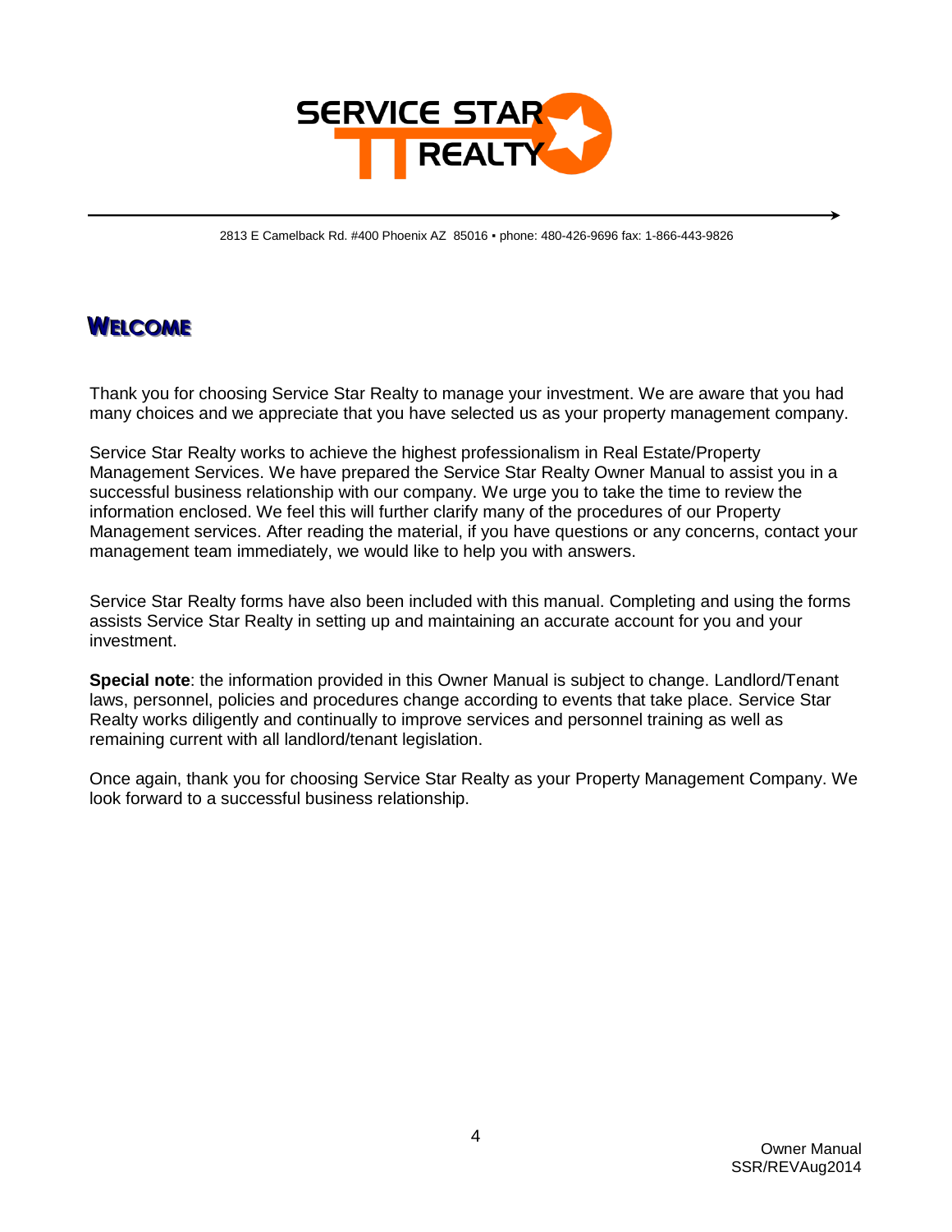2813 E Camelback Rd. #400 Phoenix AZ 85016 • phone: 480-426-9696 fax: 1-866-443-9826

# Welcome

Thank you for choosing Service Star Realty to manage your investment. We are aware that you had many choices and we appreciate that you have selected us as your property management company.

Service Star Realty works to achieve the highest professionalism in Real Estate/Property Management Services. We have prepared the Service Star Realty Owner Manual to assist you in a successful business relationship with our company. We urge you to take the time to review the information enclosed. We feel this will further clarify many of the procedures of our Property Management services. After reading the material, if you have questions or any concerns, contact your management team immediately, we would like to help you with answers.

Service Star Realty forms have also been included with this manual. Completing and using the forms assists Service Star Realty in setting up and maintaining an accurate account for you and your investment.

**Special note**: the information provided in this Owner Manual is subject to change. Landlord/Tenant laws, personnel, policies and procedures change according to events that take place. Service Star Realty works diligently and continually to improve services and personnel training as well as remaining current with all landlord/tenant legislation.

Once again, thank you for choosing Service Star Realty as your Property Management Company. We look forward to a successful business relationship.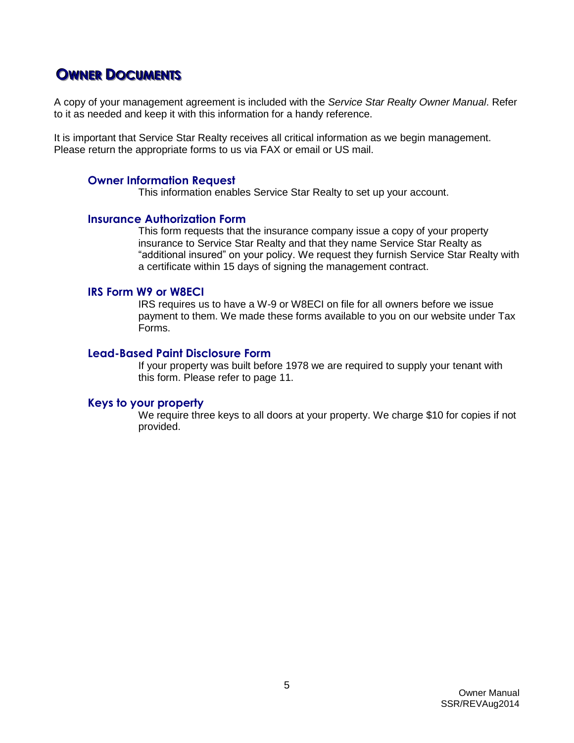# Owner Documents

A copy of your management agreement is included with the *Service Star Realty Owner Manual*. Refer to it as needed and keep it with this information for a handy reference.

It is important that Service Star Realty receives all critical information as we begin management. Please return the appropriate forms to us via FAX or email or US mail.

### Owner Information Request

This information enables Service Star Realty to set up your account.

### Insurance Authorization Form

This form requests that the insurance company issue a copy of your property insurance to Service Star Realty and that they name Service Star Realty as "additional insured" on your policy. We request they furnish Service Star Realty with a certificate within 15 days of signing the management contract.

### IRS Form W9 or W8ECI

IRS requires us to have a W-9 or W8ECI on file for all owners before we issue payment to them. We made these forms available to you on our website under Tax Forms.

### Lead-Based Paint Disclosure Form

If your property was built before 1978 we are required to supply your tenant with this form. Please refer to page 11.

### Keys to your property

We require three keys to all doors at your property. We charge $10 for copies if not provided.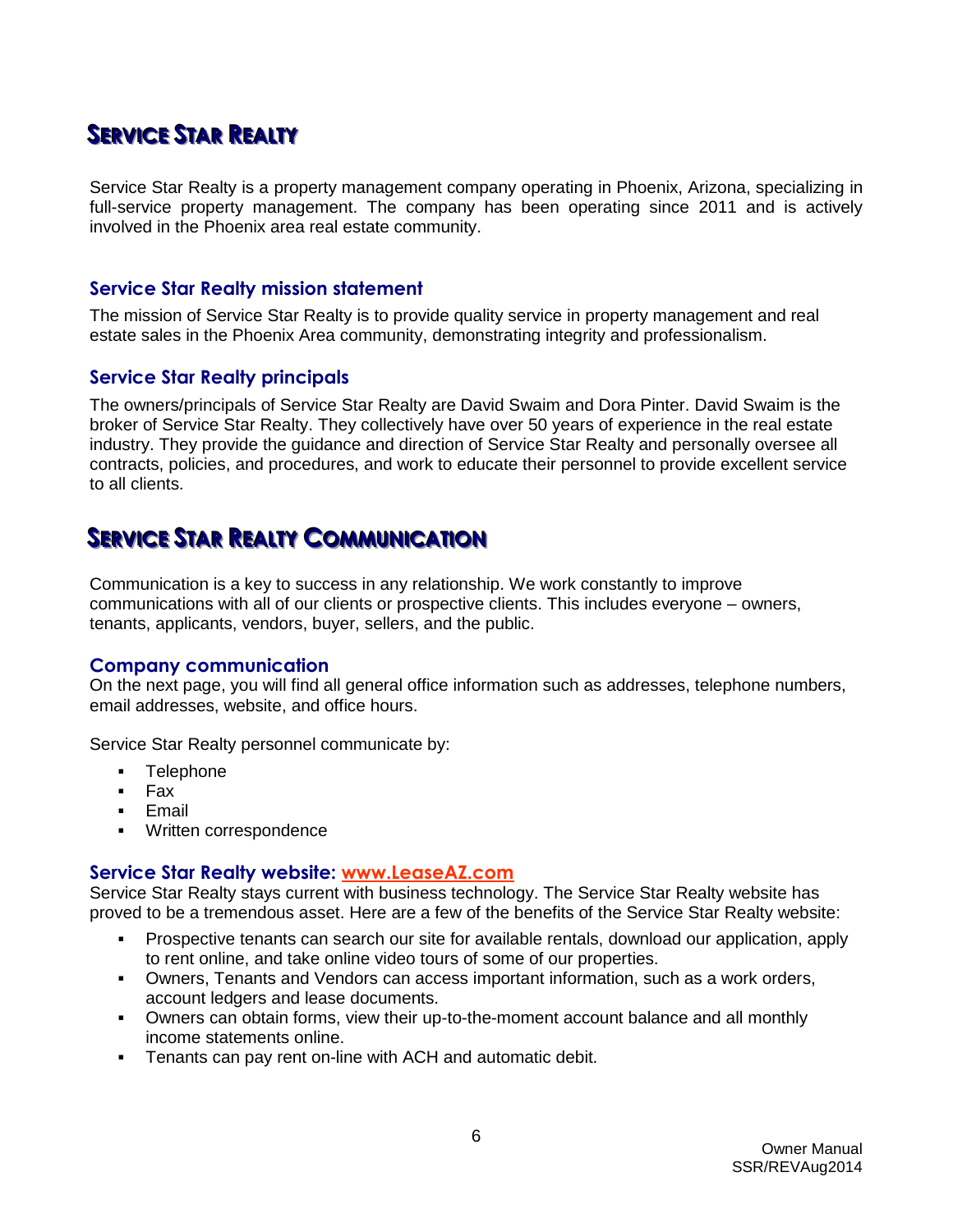# SERVICE STAR REALTY

Service Star Realty is a property management company operating in Phoenix, Arizona, specializing in full-service property management. The company has been operating since 2011 and is actively involved in the Phoenix area real estate community.

## Service Star Realty mission statement

The mission of Service Star Realty is to provide quality service in property management and real estate sales in the Phoenix Area community, demonstrating integrity and professionalism.

## Service Star Realty principals

The owners/principals of Service Star Realty are David Swaim and Dora Pinter. David Swaim is the broker of Service Star Realty. They collectively have over 50 years of experience in the real estate industry. They provide the guidance and direction of Service Star Realty and personally oversee all contracts, policies, and procedures, and work to educate their personnel to provide excellent service to all clients.

# SERVICE STAR REALTY COMMUNICATION

Communication is a key to success in any relationship. We work constantly to improve communications with all of our clients or prospective clients. This includes everyone – owners, tenants, applicants, vendors, buyer, sellers, and the public.

## Company communication

On the next page, you will find all general office information such as addresses, telephone numbers, email addresses, website, and office hours.

Service Star Realty personnel communicate by:

- Telephone
- Fax
- Email
- Written correspondence

## Service Star Realty website: www.LeaseAZ.com

Service Star Realty stays current with business technology. The Service Star Realty website has proved to be a tremendous asset. Here are a few of the benefits of the Service Star Realty website:

- Prospective tenants can search our site for available rentals, download our application, apply to rent online, and take online video tours of some of our properties.
- Owners, Tenants and Vendors can access important information, such as a work orders, account ledgers and lease documents.
- Owners can obtain forms, view their up-to-the-moment account balance and all monthly income statements online.
- Tenants can pay rent on-line with ACH and automatic debit.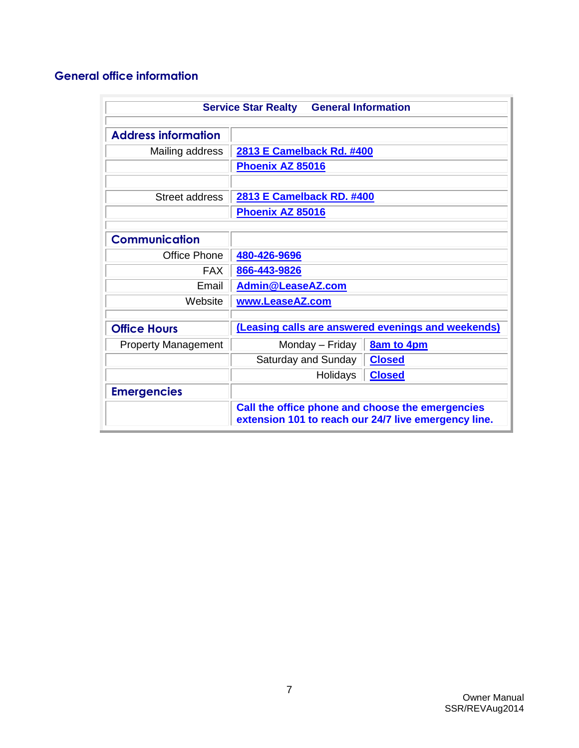## General office information

| Service Star Realty General Information | | |
|---|---|---|
| **Address information** | | |
| Mailing address | **2813 E Camelback Rd. #400** | |
| | **Phoenix AZ 85016** | |
| | | |
| Street address | **2813 E Camelback RD. #400** | |
| | **Phoenix AZ 85016** | |
| | | |
| **Communication** | | |
| Office Phone | **480-426-9696** | |
| FAX | **866-443-9826** | |
| Email | **Admin@LeaseAZ.com** | |
| Website | **www.LeaseAZ.com** | |
| | | |
| **Office Hours** | **(Leasing calls are answered evenings and weekends)** | |
| Property Management | Monday – Friday | **8am to 4pm** |
| | Saturday and Sunday | **Closed** |
| | Holidays | **Closed** |
| **Emergencies** | | |
| | **Call the office phone and choose the emergencies extension 101 to reach our 24/7 live emergency line.** | |

Owner Manual
SSR/REVAug2014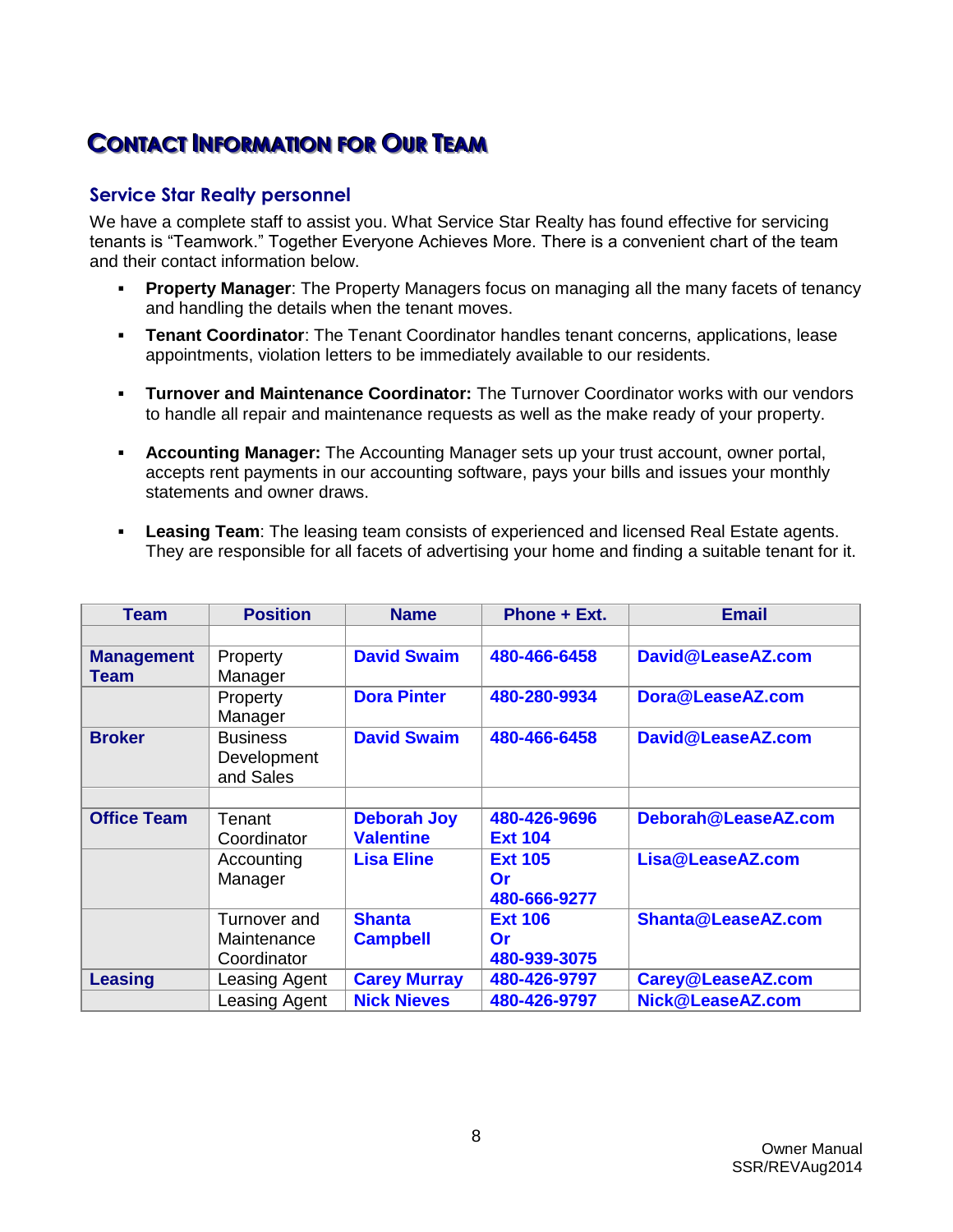# Contact Information for Our Team

## Service Star Realty personnel

We have a complete staff to assist you. What Service Star Realty has found effective for servicing tenants is "Teamwork." Together Everyone Achieves More. There is a convenient chart of the team and their contact information below.

- **Property Manager**: The Property Managers focus on managing all the many facets of tenancy and handling the details when the tenant moves.
- **Tenant Coordinator**: The Tenant Coordinator handles tenant concerns, applications, lease appointments, violation letters to be immediately available to our residents.
- **Turnover and Maintenance Coordinator:** The Turnover Coordinator works with our vendors to handle all repair and maintenance requests as well as the make ready of your property.
- **Accounting Manager:** The Accounting Manager sets up your trust account, owner portal, accepts rent payments in our accounting software, pays your bills and issues your monthly statements and owner draws.
- **Leasing Team**: The leasing team consists of experienced and licensed Real Estate agents. They are responsible for all facets of advertising your home and finding a suitable tenant for it.

| Team | Position | Name | Phone + Ext. | Email |
|---|---|---|---|---|
| | | | | |
| **Management Team** | Property Manager | **David Swaim** | **480-466-6458** | **David@LeaseAZ.com** |
| | Property Manager | **Dora Pinter** | **480-280-9934** | **Dora@LeaseAZ.com** |
| **Broker** | Business Development and Sales | **David Swaim** | **480-466-6458** | **David@LeaseAZ.com** |
| | | | | |
| **Office Team** | Tenant Coordinator | **Deborah Joy Valentine** | **480-426-9696 Ext 104** | **Deborah@LeaseAZ.com** |
| | Accounting Manager | **Lisa Eline** | **Ext 105 Or 480-666-9277** | **Lisa@LeaseAZ.com** |
| | Turnover and Maintenance Coordinator | **Shanta Campbell** | **Ext 106 Or 480-939-3075** | **Shanta@LeaseAZ.com** |
| **Leasing** | Leasing Agent | **Carey Murray** | **480-426-9797** | **Carey@LeaseAZ.com** |
| | Leasing Agent | **Nick Nieves** | **480-426-9797** | **Nick@LeaseAZ.com** |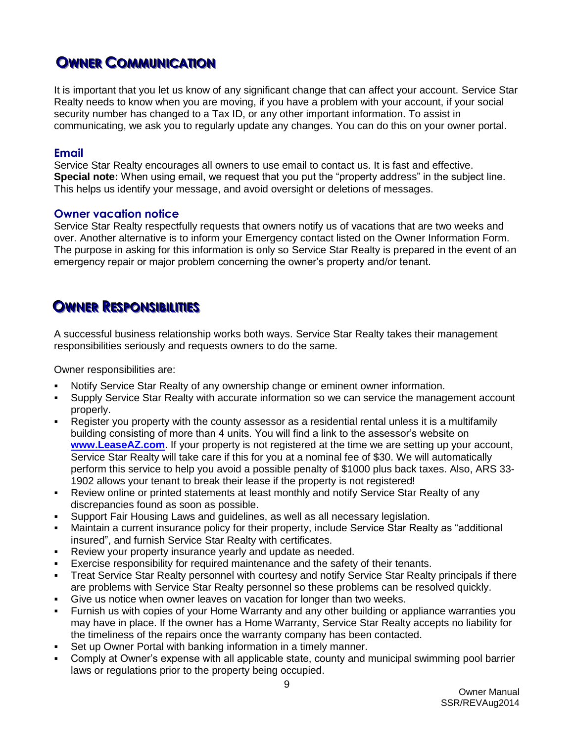# OWNER COMMUNICATION

It is important that you let us know of any significant change that can affect your account. Service Star Realty needs to know when you are moving, if you have a problem with your account, if your social security number has changed to a Tax ID, or any other important information. To assist in communicating, we ask you to regularly update any changes. You can do this on your owner portal.

## Email

Service Star Realty encourages all owners to use email to contact us. It is fast and effective. **Special note:** When using email, we request that you put the "property address" in the subject line. This helps us identify your message, and avoid oversight or deletions of messages.

## Owner vacation notice

Service Star Realty respectfully requests that owners notify us of vacations that are two weeks and over. Another alternative is to inform your Emergency contact listed on the Owner Information Form. The purpose in asking for this information is only so Service Star Realty is prepared in the event of an emergency repair or major problem concerning the owner's property and/or tenant.

# OWNER RESPONSIBILITIES

A successful business relationship works both ways. Service Star Realty takes their management responsibilities seriously and requests owners to do the same.

Owner responsibilities are:

- Notify Service Star Realty of any ownership change or eminent owner information.
- Supply Service Star Realty with accurate information so we can service the management account properly.
- Register you property with the county assessor as a residential rental unless it is a multifamily building consisting of more than 4 units. You will find a link to the assessor's website on **www.LeaseAZ.com**. If your property is not registered at the time we are setting up your account, Service Star Realty will take care if this for you at a nominal fee of $30. We will automatically perform this service to help you avoid a possible penalty of $1000 plus back taxes. Also, ARS 33-1902 allows your tenant to break their lease if the property is not registered!
- Review online or printed statements at least monthly and notify Service Star Realty of any discrepancies found as soon as possible.
- Support Fair Housing Laws and guidelines, as well as all necessary legislation.
- Maintain a current insurance policy for their property, include Service Star Realty as "additional insured", and furnish Service Star Realty with certificates.
- Review your property insurance yearly and update as needed.
- Exercise responsibility for required maintenance and the safety of their tenants.
- Treat Service Star Realty personnel with courtesy and notify Service Star Realty principals if there are problems with Service Star Realty personnel so these problems can be resolved quickly.
- Give us notice when owner leaves on vacation for longer than two weeks.
- Furnish us with copies of your Home Warranty and any other building or appliance warranties you may have in place. If the owner has a Home Warranty, Service Star Realty accepts no liability for the timeliness of the repairs once the warranty company has been contacted.
- Set up Owner Portal with banking information in a timely manner.
- Comply at Owner's expense with all applicable state, county and municipal swimming pool barrier laws or regulations prior to the property being occupied.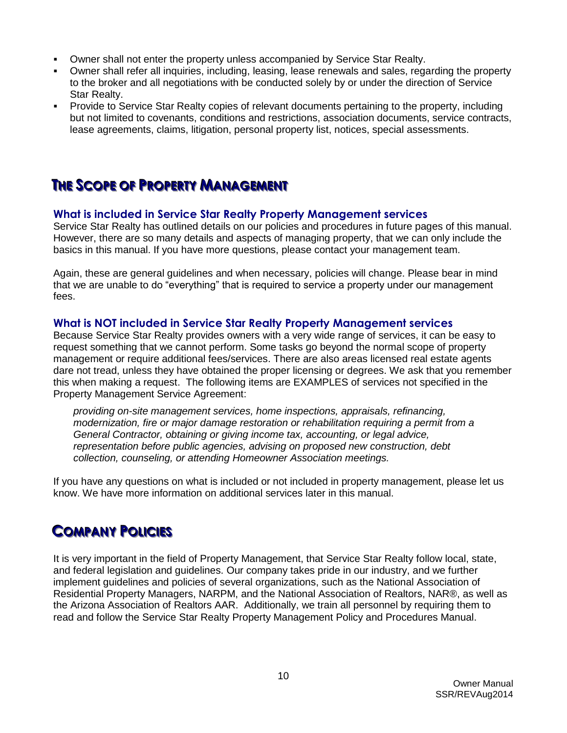- Owner shall not enter the property unless accompanied by Service Star Realty.
- Owner shall refer all inquiries, including, leasing, lease renewals and sales, regarding the property to the broker and all negotiations with be conducted solely by or under the direction of Service Star Realty.
- Provide to Service Star Realty copies of relevant documents pertaining to the property, including but not limited to covenants, conditions and restrictions, association documents, service contracts, lease agreements, claims, litigation, personal property list, notices, special assessments.

## THE SCOPE OF PROPERTY MANAGEMENT

### What is included in Service Star Realty Property Management services

Service Star Realty has outlined details on our policies and procedures in future pages of this manual. However, there are so many details and aspects of managing property, that we can only include the basics in this manual. If you have more questions, please contact your management team.

Again, these are general guidelines and when necessary, policies will change. Please bear in mind that we are unable to do "everything" that is required to service a property under our management fees.

### What is NOT included in Service Star Realty Property Management services

Because Service Star Realty provides owners with a very wide range of services, it can be easy to request something that we cannot perform. Some tasks go beyond the normal scope of property management or require additional fees/services. There are also areas licensed real estate agents dare not tread, unless they have obtained the proper licensing or degrees. We ask that you remember this when making a request. The following items are EXAMPLES of services not specified in the Property Management Service Agreement:

> *providing on-site management services, home inspections, appraisals, refinancing, modernization, fire or major damage restoration or rehabilitation requiring a permit from a General Contractor, obtaining or giving income tax, accounting, or legal advice, representation before public agencies, advising on proposed new construction, debt collection, counseling, or attending Homeowner Association meetings.*

If you have any questions on what is included or not included in property management, please let us know. We have more information on additional services later in this manual.

## COMPANY POLICIES

It is very important in the field of Property Management, that Service Star Realty follow local, state, and federal legislation and guidelines. Our company takes pride in our industry, and we further implement guidelines and policies of several organizations, such as the National Association of Residential Property Managers, NARPM, and the National Association of Realtors, NAR®, as well as the Arizona Association of Realtors AAR. Additionally, we train all personnel by requiring them to read and follow the Service Star Realty Property Management Policy and Procedures Manual.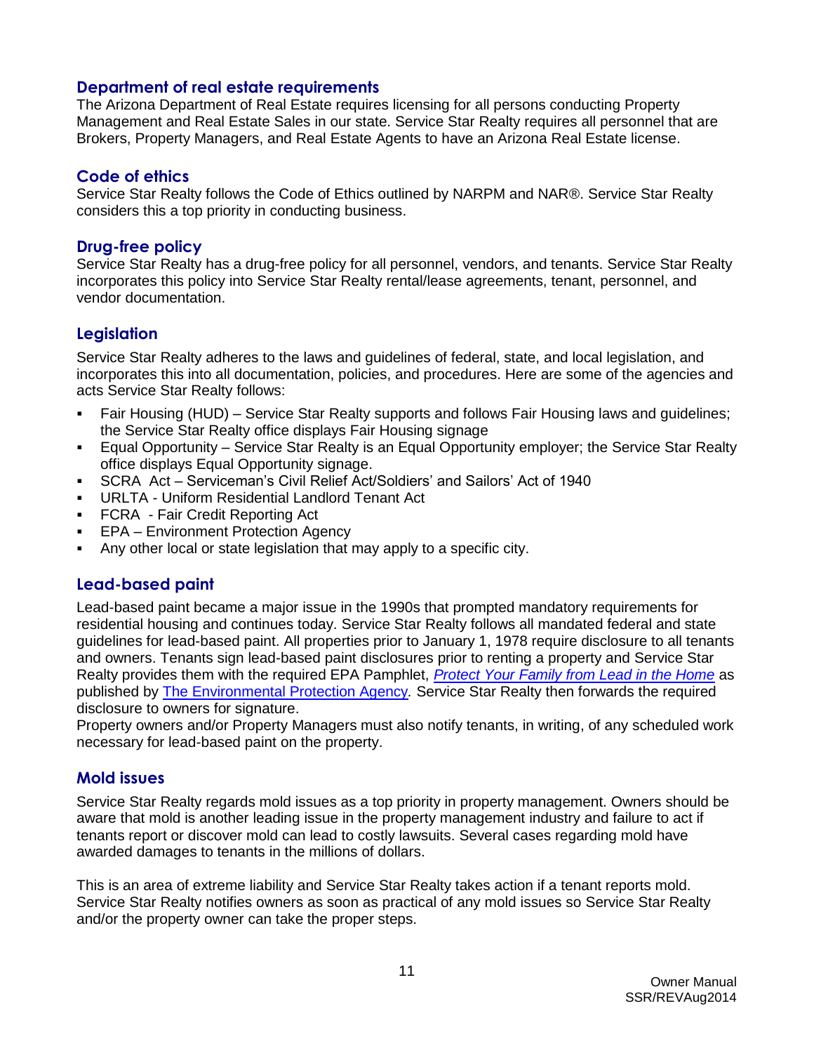## Department of real estate requirements

The Arizona Department of Real Estate requires licensing for all persons conducting Property Management and Real Estate Sales in our state. Service Star Realty requires all personnel that are Brokers, Property Managers, and Real Estate Agents to have an Arizona Real Estate license.

## Code of ethics

Service Star Realty follows the Code of Ethics outlined by NARPM and NAR®. Service Star Realty considers this a top priority in conducting business.

## Drug-free policy

Service Star Realty has a drug-free policy for all personnel, vendors, and tenants. Service Star Realty incorporates this policy into Service Star Realty rental/lease agreements, tenant, personnel, and vendor documentation.

## Legislation

Service Star Realty adheres to the laws and guidelines of federal, state, and local legislation, and incorporates this into all documentation, policies, and procedures. Here are some of the agencies and acts Service Star Realty follows:

- Fair Housing (HUD) – Service Star Realty supports and follows Fair Housing laws and guidelines; the Service Star Realty office displays Fair Housing signage
- Equal Opportunity – Service Star Realty is an Equal Opportunity employer; the Service Star Realty office displays Equal Opportunity signage.
- SCRA Act – Serviceman's Civil Relief Act/Soldiers' and Sailors' Act of 1940
- URLTA - Uniform Residential Landlord Tenant Act
- FCRA - Fair Credit Reporting Act
- EPA – Environment Protection Agency
- Any other local or state legislation that may apply to a specific city.

## Lead-based paint

Lead-based paint became a major issue in the 1990s that prompted mandatory requirements for residential housing and continues today. Service Star Realty follows all mandated federal and state guidelines for lead-based paint. All properties prior to January 1, 1978 require disclosure to all tenants and owners. Tenants sign lead-based paint disclosures prior to renting a property and Service Star Realty provides them with the required EPA Pamphlet, *Protect Your Family from Lead in the Home* as published by The Environmental Protection Agency*.* Service Star Realty then forwards the required disclosure to owners for signature.
Property owners and/or Property Managers must also notify tenants, in writing, of any scheduled work necessary for lead-based paint on the property.

## Mold issues

Service Star Realty regards mold issues as a top priority in property management. Owners should be aware that mold is another leading issue in the property management industry and failure to act if tenants report or discover mold can lead to costly lawsuits. Several cases regarding mold have awarded damages to tenants in the millions of dollars.

This is an area of extreme liability and Service Star Realty takes action if a tenant reports mold. Service Star Realty notifies owners as soon as practical of any mold issues so Service Star Realty and/or the property owner can take the proper steps.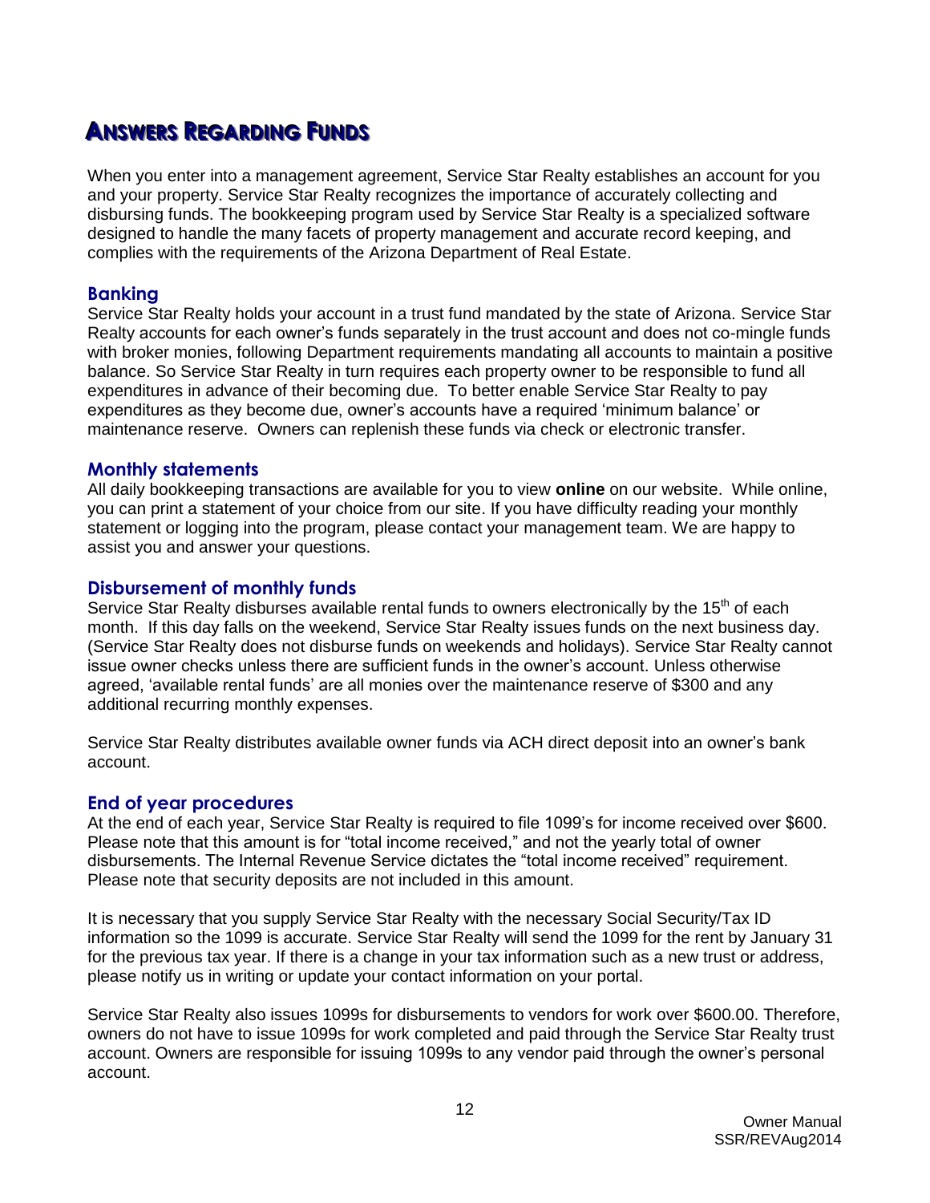# Answers Regarding Funds

When you enter into a management agreement, Service Star Realty establishes an account for you and your property. Service Star Realty recognizes the importance of accurately collecting and disbursing funds. The bookkeeping program used by Service Star Realty is a specialized software designed to handle the many facets of property management and accurate record keeping, and complies with the requirements of the Arizona Department of Real Estate.

## Banking

Service Star Realty holds your account in a trust fund mandated by the state of Arizona. Service Star Realty accounts for each owner's funds separately in the trust account and does not co-mingle funds with broker monies, following Department requirements mandating all accounts to maintain a positive balance. So Service Star Realty in turn requires each property owner to be responsible to fund all expenditures in advance of their becoming due. To better enable Service Star Realty to pay expenditures as they become due, owner's accounts have a required 'minimum balance' or maintenance reserve. Owners can replenish these funds via check or electronic transfer.

## Monthly statements

All daily bookkeeping transactions are available for you to view **online** on our website. While online, you can print a statement of your choice from our site. If you have difficulty reading your monthly statement or logging into the program, please contact your management team. We are happy to assist you and answer your questions.

## Disbursement of monthly funds

Service Star Realty disburses available rental funds to owners electronically by the 15th of each month. If this day falls on the weekend, Service Star Realty issues funds on the next business day. (Service Star Realty does not disburse funds on weekends and holidays). Service Star Realty cannot issue owner checks unless there are sufficient funds in the owner's account. Unless otherwise agreed, 'available rental funds' are all monies over the maintenance reserve of $300 and any additional recurring monthly expenses.

Service Star Realty distributes available owner funds via ACH direct deposit into an owner's bank account.

## End of year procedures

At the end of each year, Service Star Realty is required to file 1099's for income received over $600. Please note that this amount is for "total income received," and not the yearly total of owner disbursements. The Internal Revenue Service dictates the "total income received" requirement. Please note that security deposits are not included in this amount.

It is necessary that you supply Service Star Realty with the necessary Social Security/Tax ID information so the 1099 is accurate. Service Star Realty will send the 1099 for the rent by January 31 for the previous tax year. If there is a change in your tax information such as a new trust or address, please notify us in writing or update your contact information on your portal.

Service Star Realty also issues 1099s for disbursements to vendors for work over $600.00. Therefore, owners do not have to issue 1099s for work completed and paid through the Service Star Realty trust account. Owners are responsible for issuing 1099s to any vendor paid through the owner's personal account.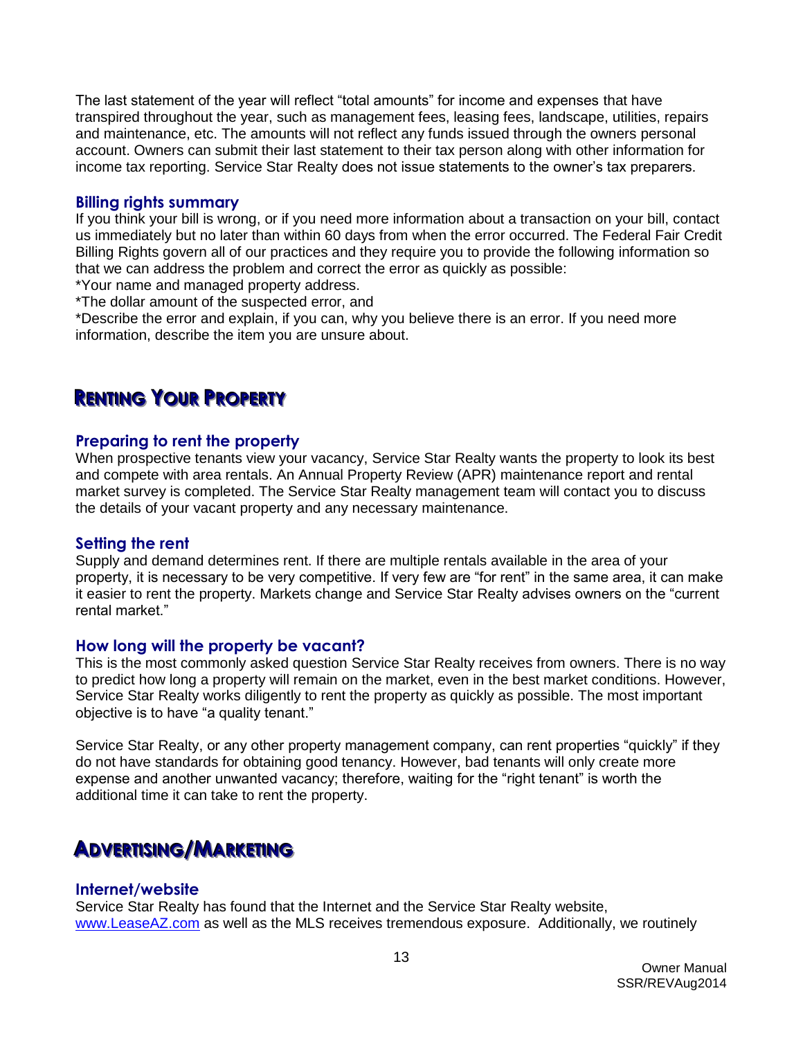The last statement of the year will reflect “total amounts” for income and expenses that have transpired throughout the year, such as management fees, leasing fees, landscape, utilities, repairs and maintenance, etc. The amounts will not reflect any funds issued through the owners personal account. Owners can submit their last statement to their tax person along with other information for income tax reporting. Service Star Realty does not issue statements to the owner’s tax preparers.

### Billing rights summary

If you think your bill is wrong, or if you need more information about a transaction on your bill, contact us immediately but no later than within 60 days from when the error occurred. The Federal Fair Credit Billing Rights govern all of our practices and they require you to provide the following information so that we can address the problem and correct the error as quickly as possible:

*Your name and managed property address.

*The dollar amount of the suspected error, and

*Describe the error and explain, if you can, why you believe there is an error. If you need more information, describe the item you are unsure about.

## Renting Your Property

### Preparing to rent the property

When prospective tenants view your vacancy, Service Star Realty wants the property to look its best and compete with area rentals. An Annual Property Review (APR) maintenance report and rental market survey is completed. The Service Star Realty management team will contact you to discuss the details of your vacant property and any necessary maintenance.

### Setting the rent

Supply and demand determines rent. If there are multiple rentals available in the area of your property, it is necessary to be very competitive. If very few are “for rent” in the same area, it can make it easier to rent the property. Markets change and Service Star Realty advises owners on the “current rental market.”

### How long will the property be vacant?

This is the most commonly asked question Service Star Realty receives from owners. There is no way to predict how long a property will remain on the market, even in the best market conditions. However, Service Star Realty works diligently to rent the property as quickly as possible. The most important objective is to have “a quality tenant.”

Service Star Realty, or any other property management company, can rent properties “quickly” if they do not have standards for obtaining good tenancy. However, bad tenants will only create more expense and another unwanted vacancy; therefore, waiting for the “right tenant” is worth the additional time it can take to rent the property.

## Advertising/Marketing

### Internet/website

Service Star Realty has found that the Internet and the Service Star Realty website, [www.LeaseAZ.com](http://www.LeaseAZ.com) as well as the MLS receives tremendous exposure. Additionally, we routinely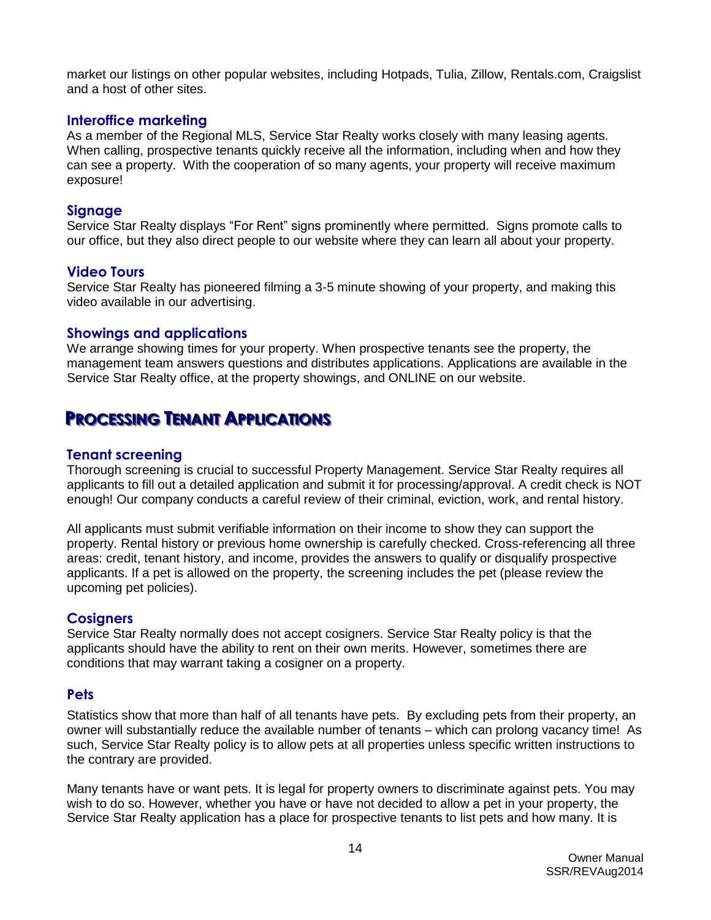market our listings on other popular websites, including Hotpads, Tulia, Zillow, Rentals.com, Craigslist and a host of other sites.

### Interoffice marketing

As a member of the Regional MLS, Service Star Realty works closely with many leasing agents. When calling, prospective tenants quickly receive all the information, including when and how they can see a property. With the cooperation of so many agents, your property will receive maximum exposure!

### Signage

Service Star Realty displays "For Rent" signs prominently where permitted. Signs promote calls to our office, but they also direct people to our website where they can learn all about your property.

### Video Tours

Service Star Realty has pioneered filming a 3-5 minute showing of your property, and making this video available in our advertising.

### Showings and applications

We arrange showing times for your property. When prospective tenants see the property, the management team answers questions and distributes applications. Applications are available in the Service Star Realty office, at the property showings, and ONLINE on our website.

## Processing Tenant Applications

### Tenant screening

Thorough screening is crucial to successful Property Management. Service Star Realty requires all applicants to fill out a detailed application and submit it for processing/approval. A credit check is NOT enough! Our company conducts a careful review of their criminal, eviction, work, and rental history.

All applicants must submit verifiable information on their income to show they can support the property. Rental history or previous home ownership is carefully checked. Cross-referencing all three areas: credit, tenant history, and income, provides the answers to qualify or disqualify prospective applicants. If a pet is allowed on the property, the screening includes the pet (please review the upcoming pet policies).

### Cosigners

Service Star Realty normally does not accept cosigners. Service Star Realty policy is that the applicants should have the ability to rent on their own merits. However, sometimes there are conditions that may warrant taking a cosigner on a property.

### Pets

Statistics show that more than half of all tenants have pets. By excluding pets from their property, an owner will substantially reduce the available number of tenants – which can prolong vacancy time! As such, Service Star Realty policy is to allow pets at all properties unless specific written instructions to the contrary are provided.

Many tenants have or want pets. It is legal for property owners to discriminate against pets. You may wish to do so. However, whether you have or have not decided to allow a pet in your property, the Service Star Realty application has a place for prospective tenants to list pets and how many. It is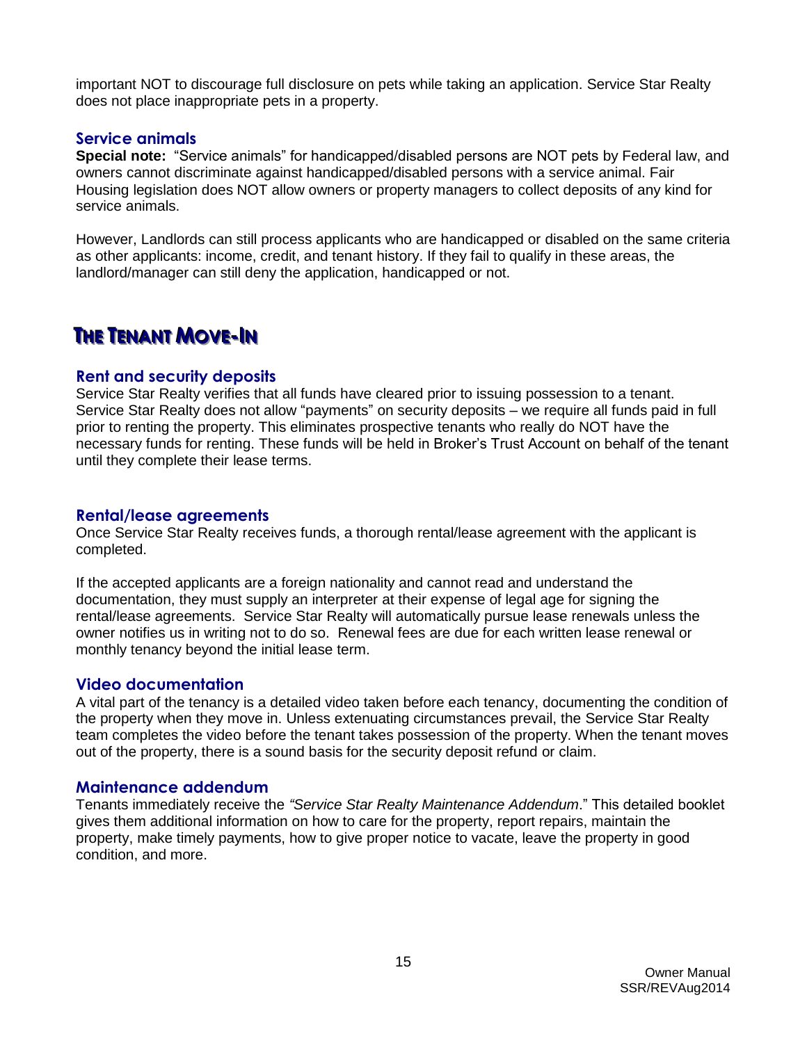important NOT to discourage full disclosure on pets while taking an application. Service Star Realty does not place inappropriate pets in a property.

### Service animals

**Special note:** "Service animals" for handicapped/disabled persons are NOT pets by Federal law, and owners cannot discriminate against handicapped/disabled persons with a service animal. Fair Housing legislation does NOT allow owners or property managers to collect deposits of any kind for service animals.

However, Landlords can still process applicants who are handicapped or disabled on the same criteria as other applicants: income, credit, and tenant history. If they fail to qualify in these areas, the landlord/manager can still deny the application, handicapped or not.

## THE TENANT MOVE-IN

### Rent and security deposits

Service Star Realty verifies that all funds have cleared prior to issuing possession to a tenant. Service Star Realty does not allow "payments" on security deposits – we require all funds paid in full prior to renting the property. This eliminates prospective tenants who really do NOT have the necessary funds for renting. These funds will be held in Broker's Trust Account on behalf of the tenant until they complete their lease terms.

### Rental/lease agreements

Once Service Star Realty receives funds, a thorough rental/lease agreement with the applicant is completed.

If the accepted applicants are a foreign nationality and cannot read and understand the documentation, they must supply an interpreter at their expense of legal age for signing the rental/lease agreements. Service Star Realty will automatically pursue lease renewals unless the owner notifies us in writing not to do so. Renewal fees are due for each written lease renewal or monthly tenancy beyond the initial lease term.

### Video documentation

A vital part of the tenancy is a detailed video taken before each tenancy, documenting the condition of the property when they move in. Unless extenuating circumstances prevail, the Service Star Realty team completes the video before the tenant takes possession of the property. When the tenant moves out of the property, there is a sound basis for the security deposit refund or claim.

### Maintenance addendum

Tenants immediately receive the *"Service Star Realty Maintenance Addendum*." This detailed booklet gives them additional information on how to care for the property, report repairs, maintain the property, make timely payments, how to give proper notice to vacate, leave the property in good condition, and more.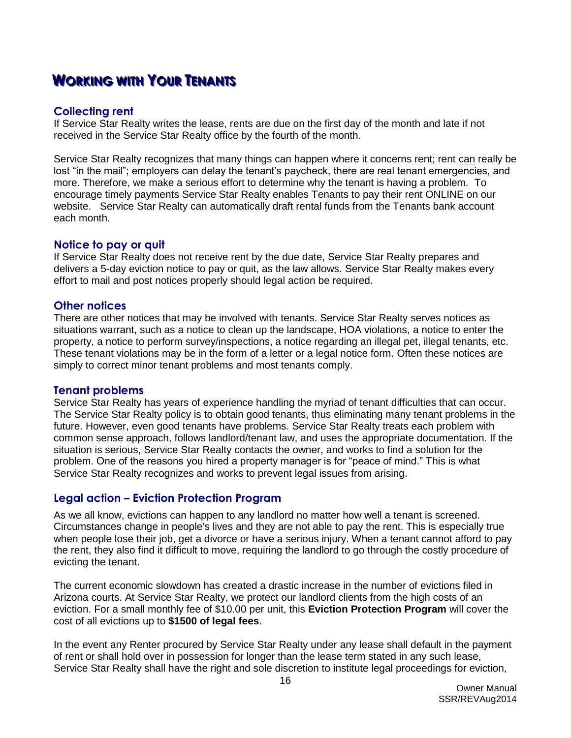# WORKING WITH YOUR TENANTS

## Collecting rent

If Service Star Realty writes the lease, rents are due on the first day of the month and late if not received in the Service Star Realty office by the fourth of the month.

Service Star Realty recognizes that many things can happen where it concerns rent; rent can really be lost "in the mail"; employers can delay the tenant's paycheck, there are real tenant emergencies, and more. Therefore, we make a serious effort to determine why the tenant is having a problem. To encourage timely payments Service Star Realty enables Tenants to pay their rent ONLINE on our website. Service Star Realty can automatically draft rental funds from the Tenants bank account each month.

## Notice to pay or quit

If Service Star Realty does not receive rent by the due date, Service Star Realty prepares and delivers a 5-day eviction notice to pay or quit, as the law allows. Service Star Realty makes every effort to mail and post notices properly should legal action be required.

## Other notices

There are other notices that may be involved with tenants. Service Star Realty serves notices as situations warrant, such as a notice to clean up the landscape, HOA violations, a notice to enter the property, a notice to perform survey/inspections, a notice regarding an illegal pet, illegal tenants, etc. These tenant violations may be in the form of a letter or a legal notice form. Often these notices are simply to correct minor tenant problems and most tenants comply.

## Tenant problems

Service Star Realty has years of experience handling the myriad of tenant difficulties that can occur. The Service Star Realty policy is to obtain good tenants, thus eliminating many tenant problems in the future. However, even good tenants have problems. Service Star Realty treats each problem with common sense approach, follows landlord/tenant law, and uses the appropriate documentation. If the situation is serious, Service Star Realty contacts the owner, and works to find a solution for the problem. One of the reasons you hired a property manager is for "peace of mind." This is what Service Star Realty recognizes and works to prevent legal issues from arising.

## Legal action – Eviction Protection Program

As we all know, evictions can happen to any landlord no matter how well a tenant is screened. Circumstances change in people's lives and they are not able to pay the rent. This is especially true when people lose their job, get a divorce or have a serious injury. When a tenant cannot afford to pay the rent, they also find it difficult to move, requiring the landlord to go through the costly procedure of evicting the tenant.

The current economic slowdown has created a drastic increase in the number of evictions filed in Arizona courts. At Service Star Realty, we protect our landlord clients from the high costs of an eviction. For a small monthly fee of $10.00 per unit, this **Eviction Protection Program** will cover the cost of all evictions up to **$1500 of legal fees**.

In the event any Renter procured by Service Star Realty under any lease shall default in the payment of rent or shall hold over in possession for longer than the lease term stated in any such lease, Service Star Realty shall have the right and sole discretion to institute legal proceedings for eviction,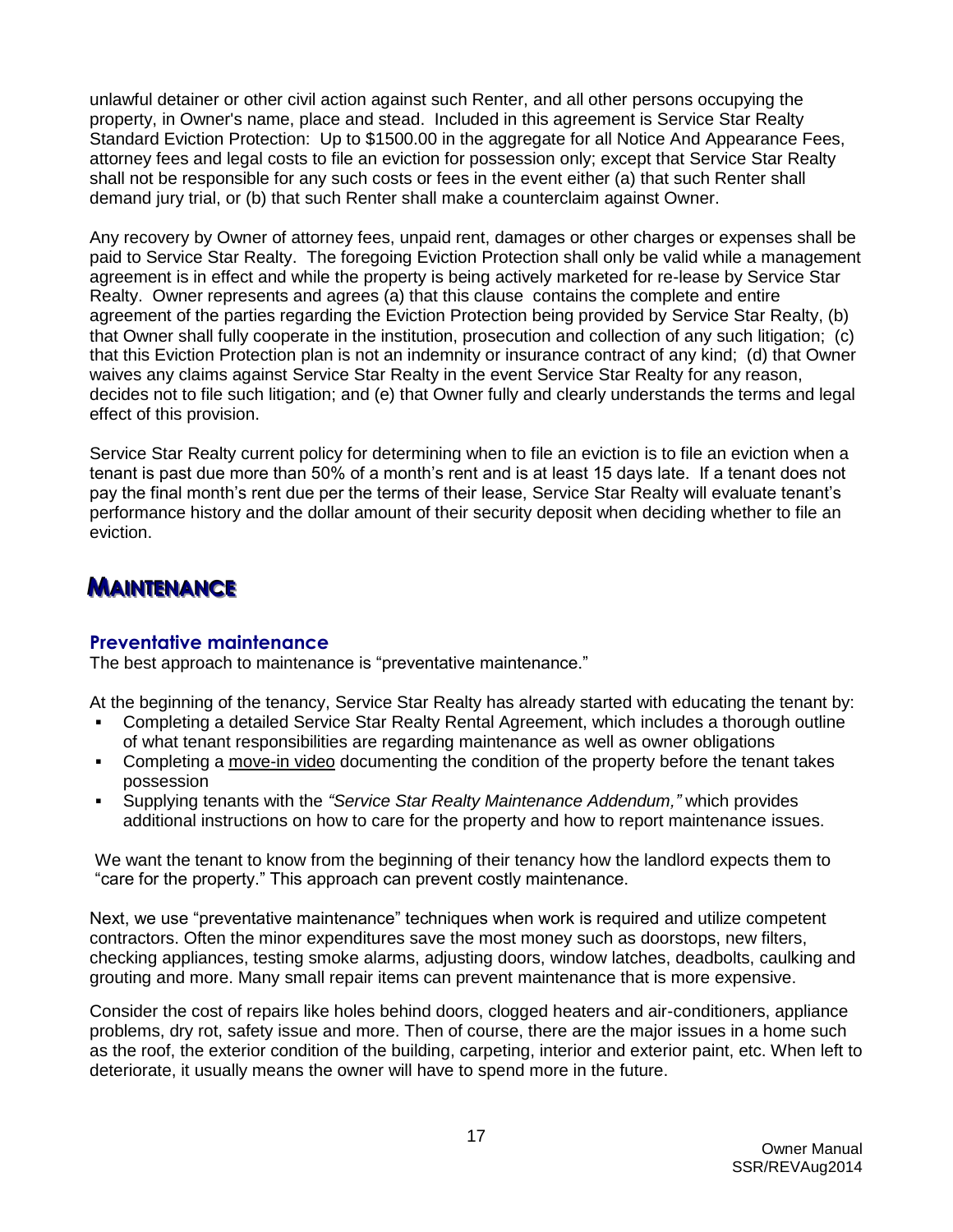unlawful detainer or other civil action against such Renter, and all other persons occupying the property, in Owner's name, place and stead. Included in this agreement is Service Star Realty Standard Eviction Protection: Up to $1500.00 in the aggregate for all Notice And Appearance Fees, attorney fees and legal costs to file an eviction for possession only; except that Service Star Realty shall not be responsible for any such costs or fees in the event either (a) that such Renter shall demand jury trial, or (b) that such Renter shall make a counterclaim against Owner.

Any recovery by Owner of attorney fees, unpaid rent, damages or other charges or expenses shall be paid to Service Star Realty. The foregoing Eviction Protection shall only be valid while a management agreement is in effect and while the property is being actively marketed for re-lease by Service Star Realty. Owner represents and agrees (a) that this clause contains the complete and entire agreement of the parties regarding the Eviction Protection being provided by Service Star Realty, (b) that Owner shall fully cooperate in the institution, prosecution and collection of any such litigation; (c) that this Eviction Protection plan is not an indemnity or insurance contract of any kind; (d) that Owner waives any claims against Service Star Realty in the event Service Star Realty for any reason, decides not to file such litigation; and (e) that Owner fully and clearly understands the terms and legal effect of this provision.

Service Star Realty current policy for determining when to file an eviction is to file an eviction when a tenant is past due more than 50% of a month's rent and is at least 15 days late. If a tenant does not pay the final month's rent due per the terms of their lease, Service Star Realty will evaluate tenant's performance history and the dollar amount of their security deposit when deciding whether to file an eviction.

# MAINTENANCE

## Preventative maintenance

The best approach to maintenance is "preventative maintenance."

At the beginning of the tenancy, Service Star Realty has already started with educating the tenant by:

- Completing a detailed Service Star Realty Rental Agreement, which includes a thorough outline of what tenant responsibilities are regarding maintenance as well as owner obligations
- Completing a move-in video documenting the condition of the property before the tenant takes possession
- Supplying tenants with the *"Service Star Realty Maintenance Addendum,"* which provides additional instructions on how to care for the property and how to report maintenance issues.

We want the tenant to know from the beginning of their tenancy how the landlord expects them to "care for the property." This approach can prevent costly maintenance.

Next, we use "preventative maintenance" techniques when work is required and utilize competent contractors. Often the minor expenditures save the most money such as doorstops, new filters, checking appliances, testing smoke alarms, adjusting doors, window latches, deadbolts, caulking and grouting and more. Many small repair items can prevent maintenance that is more expensive.

Consider the cost of repairs like holes behind doors, clogged heaters and air-conditioners, appliance problems, dry rot, safety issue and more. Then of course, there are the major issues in a home such as the roof, the exterior condition of the building, carpeting, interior and exterior paint, etc. When left to deteriorate, it usually means the owner will have to spend more in the future.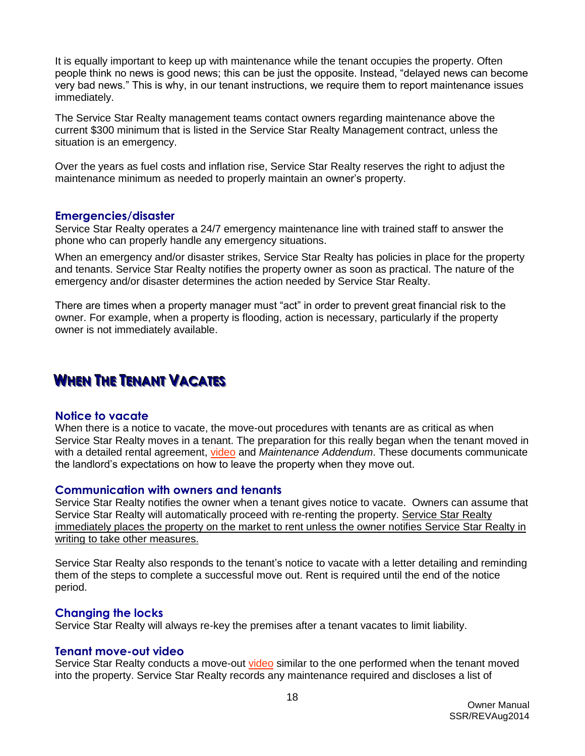It is equally important to keep up with maintenance while the tenant occupies the property. Often people think no news is good news; this can be just the opposite. Instead, "delayed news can become very bad news." This is why, in our tenant instructions, we require them to report maintenance issues immediately.

The Service Star Realty management teams contact owners regarding maintenance above the current $300 minimum that is listed in the Service Star Realty Management contract, unless the situation is an emergency.

Over the years as fuel costs and inflation rise, Service Star Realty reserves the right to adjust the maintenance minimum as needed to properly maintain an owner's property.

### Emergencies/disaster

Service Star Realty operates a 24/7 emergency maintenance line with trained staff to answer the phone who can properly handle any emergency situations.

When an emergency and/or disaster strikes, Service Star Realty has policies in place for the property and tenants. Service Star Realty notifies the property owner as soon as practical. The nature of the emergency and/or disaster determines the action needed by Service Star Realty.

There are times when a property manager must "act" in order to prevent great financial risk to the owner. For example, when a property is flooding, action is necessary, particularly if the property owner is not immediately available.

## When The Tenant Vacates

### Notice to vacate

When there is a notice to vacate, the move-out procedures with tenants are as critical as when Service Star Realty moves in a tenant. The preparation for this really began when the tenant moved in with a detailed rental agreement, video and *Maintenance Addendum*. These documents communicate the landlord's expectations on how to leave the property when they move out.

### Communication with owners and tenants

Service Star Realty notifies the owner when a tenant gives notice to vacate. Owners can assume that Service Star Realty will automatically proceed with re-renting the property. Service Star Realty immediately places the property on the market to rent unless the owner notifies Service Star Realty in writing to take other measures.

Service Star Realty also responds to the tenant's notice to vacate with a letter detailing and reminding them of the steps to complete a successful move out. Rent is required until the end of the notice period.

### Changing the locks

Service Star Realty will always re-key the premises after a tenant vacates to limit liability.

### Tenant move-out video

Service Star Realty conducts a move-out video similar to the one performed when the tenant moved into the property. Service Star Realty records any maintenance required and discloses a list of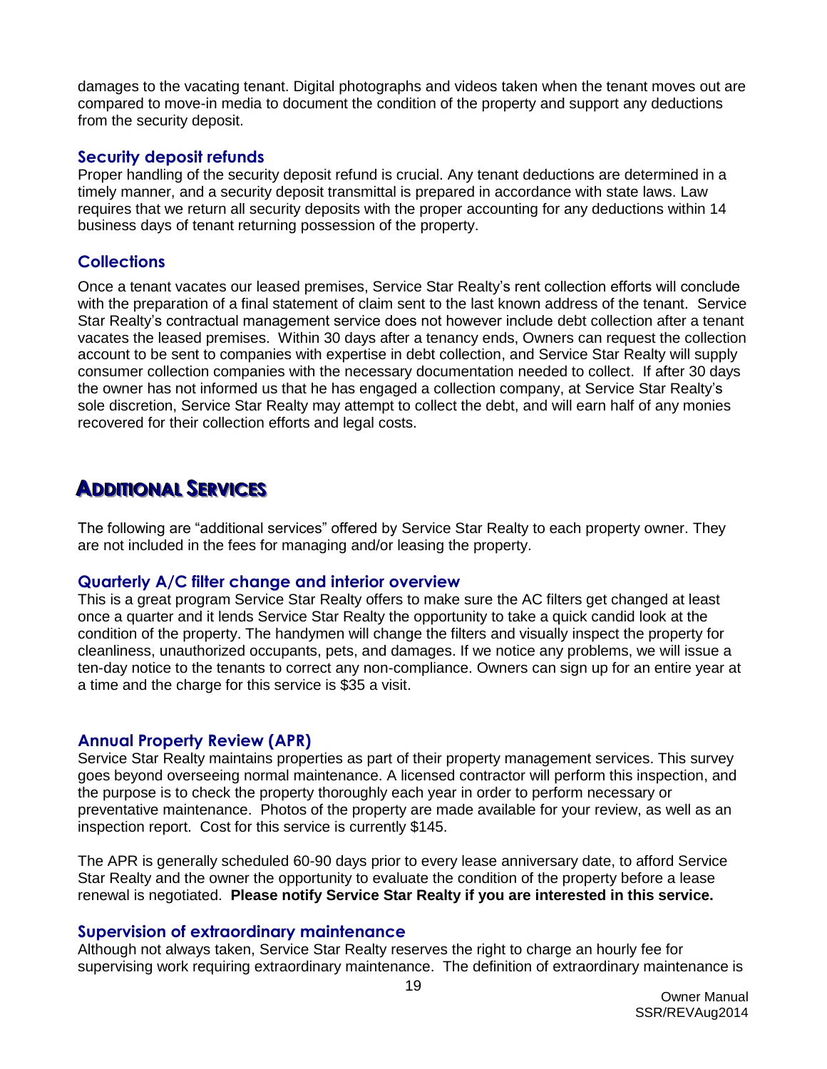damages to the vacating tenant. Digital photographs and videos taken when the tenant moves out are compared to move-in media to document the condition of the property and support any deductions from the security deposit.

### Security deposit refunds

Proper handling of the security deposit refund is crucial. Any tenant deductions are determined in a timely manner, and a security deposit transmittal is prepared in accordance with state laws. Law requires that we return all security deposits with the proper accounting for any deductions within 14 business days of tenant returning possession of the property.

### Collections

Once a tenant vacates our leased premises, Service Star Realty's rent collection efforts will conclude with the preparation of a final statement of claim sent to the last known address of the tenant. Service Star Realty's contractual management service does not however include debt collection after a tenant vacates the leased premises. Within 30 days after a tenancy ends, Owners can request the collection account to be sent to companies with expertise in debt collection, and Service Star Realty will supply consumer collection companies with the necessary documentation needed to collect. If after 30 days the owner has not informed us that he has engaged a collection company, at Service Star Realty's sole discretion, Service Star Realty may attempt to collect the debt, and will earn half of any monies recovered for their collection efforts and legal costs.

## Additional Services

The following are "additional services" offered by Service Star Realty to each property owner. They are not included in the fees for managing and/or leasing the property.

### Quarterly A/C filter change and interior overview

This is a great program Service Star Realty offers to make sure the AC filters get changed at least once a quarter and it lends Service Star Realty the opportunity to take a quick candid look at the condition of the property. The handymen will change the filters and visually inspect the property for cleanliness, unauthorized occupants, pets, and damages. If we notice any problems, we will issue a ten-day notice to the tenants to correct any non-compliance. Owners can sign up for an entire year at a time and the charge for this service is $35 a visit.

### Annual Property Review (APR)

Service Star Realty maintains properties as part of their property management services. This survey goes beyond overseeing normal maintenance. A licensed contractor will perform this inspection, and the purpose is to check the property thoroughly each year in order to perform necessary or preventative maintenance. Photos of the property are made available for your review, as well as an inspection report. Cost for this service is currently $145.

The APR is generally scheduled 60-90 days prior to every lease anniversary date, to afford Service Star Realty and the owner the opportunity to evaluate the condition of the property before a lease renewal is negotiated. **Please notify Service Star Realty if you are interested in this service.**

### Supervision of extraordinary maintenance

Although not always taken, Service Star Realty reserves the right to charge an hourly fee for supervising work requiring extraordinary maintenance. The definition of extraordinary maintenance is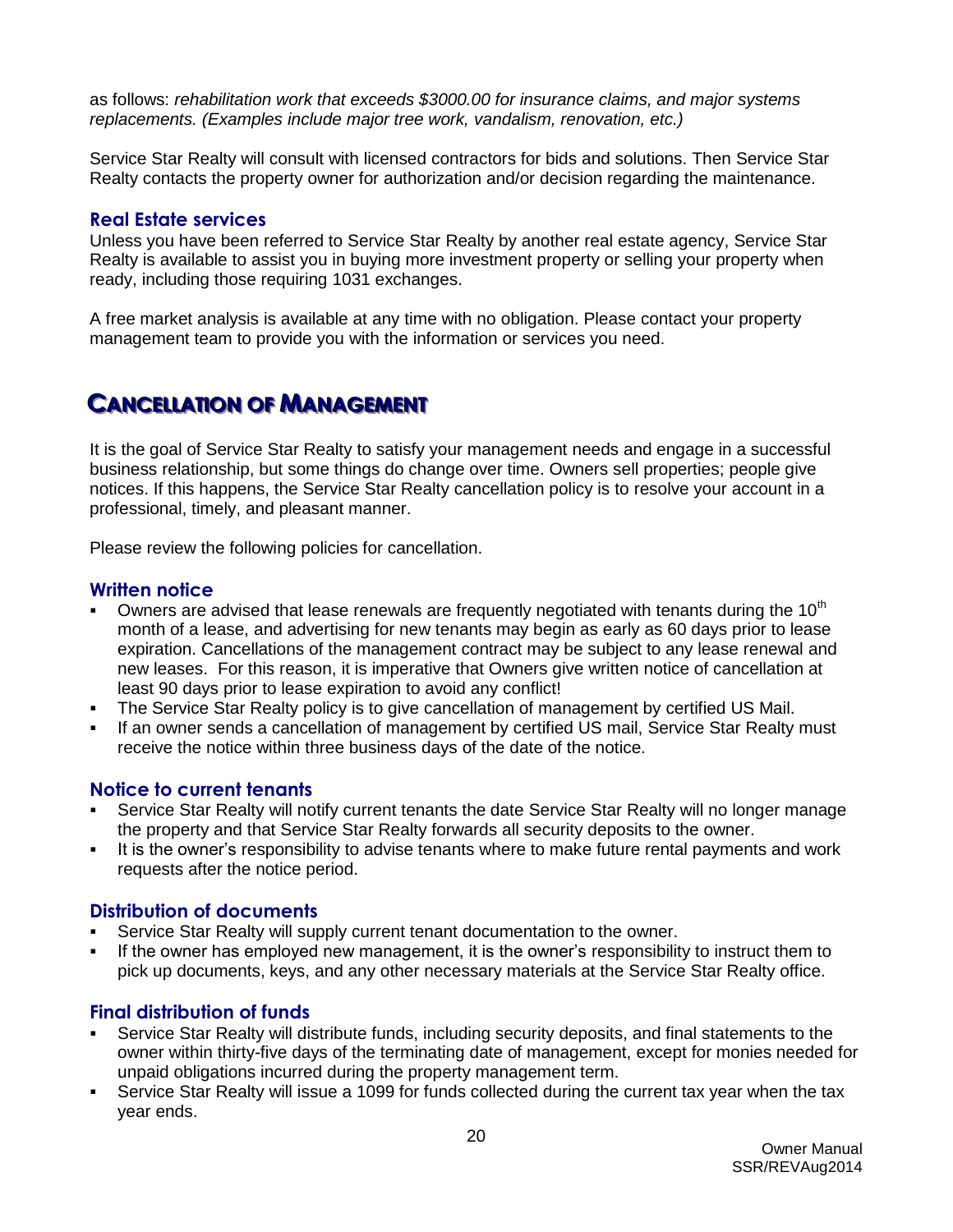as follows: *rehabilitation work that exceeds $3000.00 for insurance claims, and major systems replacements. (Examples include major tree work, vandalism, renovation, etc.)*

Service Star Realty will consult with licensed contractors for bids and solutions. Then Service Star Realty contacts the property owner for authorization and/or decision regarding the maintenance.

### Real Estate services

Unless you have been referred to Service Star Realty by another real estate agency, Service Star Realty is available to assist you in buying more investment property or selling your property when ready, including those requiring 1031 exchanges.

A free market analysis is available at any time with no obligation. Please contact your property management team to provide you with the information or services you need.

## CANCELLATION OF MANAGEMENT

It is the goal of Service Star Realty to satisfy your management needs and engage in a successful business relationship, but some things do change over time. Owners sell properties; people give notices. If this happens, the Service Star Realty cancellation policy is to resolve your account in a professional, timely, and pleasant manner.

Please review the following policies for cancellation.

### Written notice

- Owners are advised that lease renewals are frequently negotiated with tenants during the 10th month of a lease, and advertising for new tenants may begin as early as 60 days prior to lease expiration. Cancellations of the management contract may be subject to any lease renewal and new leases. For this reason, it is imperative that Owners give written notice of cancellation at least 90 days prior to lease expiration to avoid any conflict!
- The Service Star Realty policy is to give cancellation of management by certified US Mail.
- If an owner sends a cancellation of management by certified US mail, Service Star Realty must receive the notice within three business days of the date of the notice.

### Notice to current tenants

- Service Star Realty will notify current tenants the date Service Star Realty will no longer manage the property and that Service Star Realty forwards all security deposits to the owner.
- It is the owner's responsibility to advise tenants where to make future rental payments and work requests after the notice period.

### Distribution of documents

- Service Star Realty will supply current tenant documentation to the owner.
- If the owner has employed new management, it is the owner's responsibility to instruct them to pick up documents, keys, and any other necessary materials at the Service Star Realty office.

### Final distribution of funds

- Service Star Realty will distribute funds, including security deposits, and final statements to the owner within thirty-five days of the terminating date of management, except for monies needed for unpaid obligations incurred during the property management term.
- Service Star Realty will issue a 1099 for funds collected during the current tax year when the tax year ends.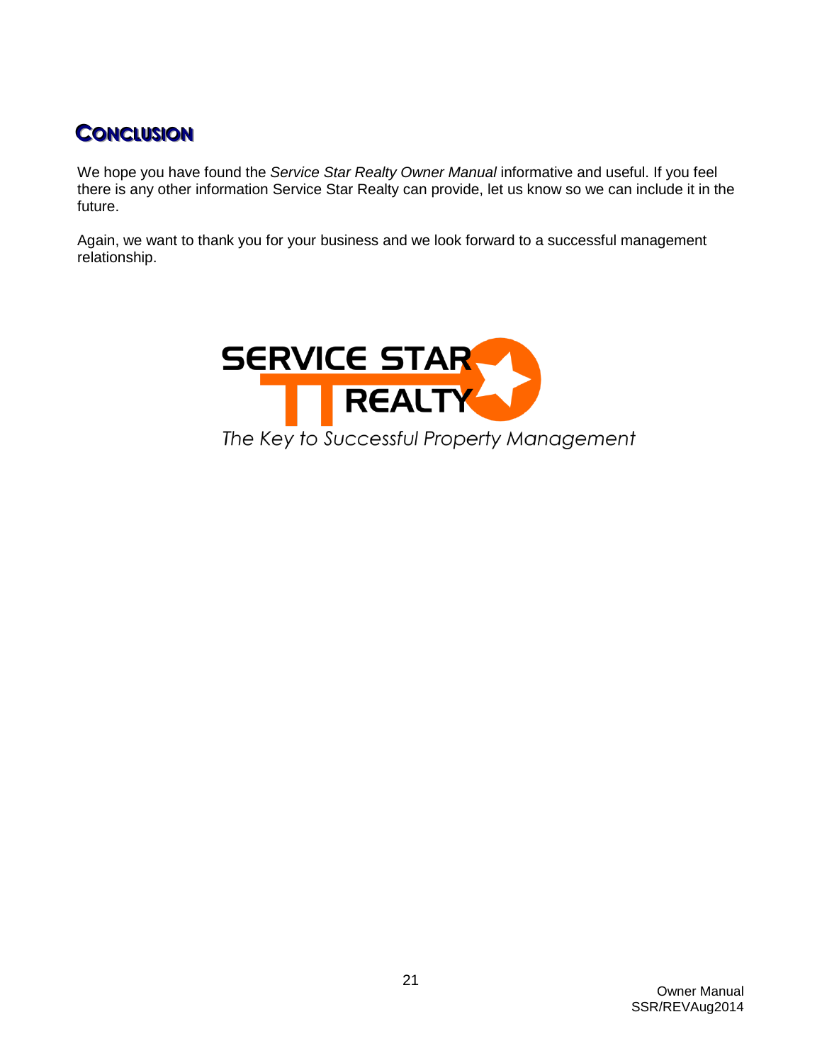## CONCLUSION

We hope you have found the *Service Star Realty Owner Manual* informative and useful. If you feel there is any other information Service Star Realty can provide, let us know so we can include it in the future.

Again, we want to thank you for your business and we look forward to a successful management relationship.

SERVICE STAR REALTY

*The Key to Successful Property Management*